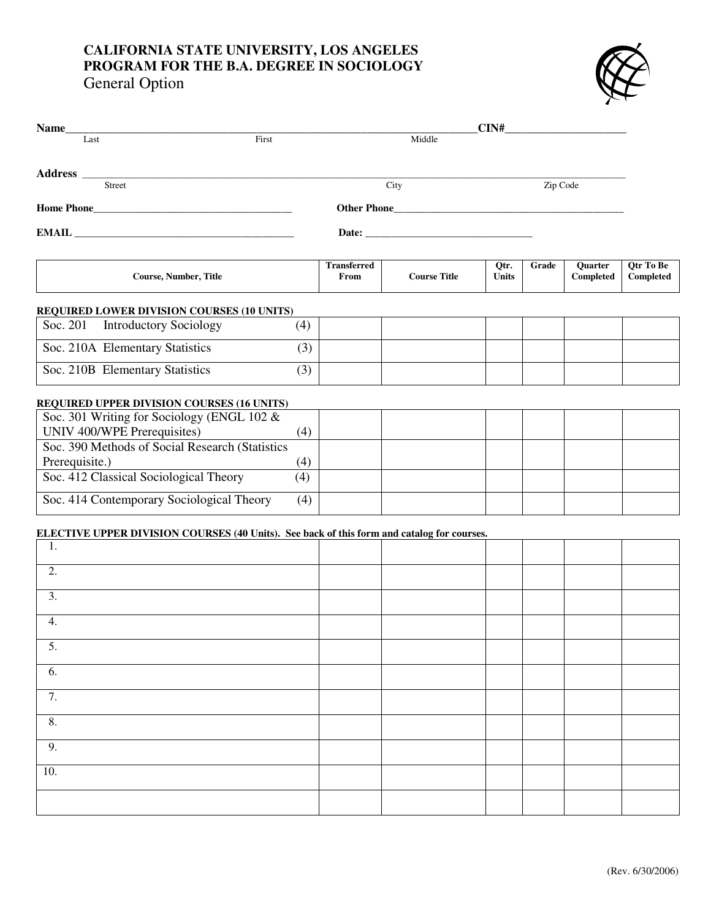# CALIFORNIA STATE UNIVERSITY, LOS ANGELES
# PROGRAM FOR THE B.A. DEGREE IN SOCIOLOGY
## General Option

**Name**\_\_\_\_\_\_\_\_\_\_\_\_\_\_\_\_\_\_\_\_\_\_\_\_\_\_\_\_\_\_\_\_\_\_\_\_\_\_\_\_\_\_\_\_\_\_\_\_\_\_\_\_\_\_\_\_\_\_\_\_\_\_\_\_\_\_\_\_\_\_\_\_ **CIN#**\_\_\_\_\_\_\_\_\_\_\_\_\_\_\_\_\_\_\_\_\_\_
Last First Middle

**Address** \_\_\_\_\_\_\_\_\_\_\_\_\_\_\_\_\_\_\_\_\_\_\_\_\_\_\_\_\_\_\_\_\_\_\_\_\_\_\_\_\_\_\_\_\_\_\_\_\_\_\_\_\_\_\_\_\_\_\_\_\_\_\_\_\_\_\_\_\_\_\_\_\_\_\_\_\_\_\_\_\_\_\_\_\_\_\_\_\_\_\_\_\_\_\_\_\_\_\_\_
Street City Zip Code

**Home Phone**\_\_\_\_\_\_\_\_\_\_\_\_\_\_\_\_\_\_\_\_\_\_\_\_\_\_\_\_\_\_\_\_\_\_\_\_\_\_\_\_ **Other Phone**\_\_\_\_\_\_\_\_\_\_\_\_\_\_\_\_\_\_\_\_\_\_\_\_\_\_\_\_\_\_\_\_\_\_\_\_\_\_\_\_\_\_\_\_\_\_\_\_

**EMAIL** \_\_\_\_\_\_\_\_\_\_\_\_\_\_\_\_\_\_\_\_\_\_\_\_\_\_\_\_\_\_\_\_\_\_\_\_\_\_\_\_\_\_\_\_ **Date:** \_\_\_\_\_\_\_\_\_\_\_\_\_\_\_\_\_\_\_\_\_\_\_\_\_\_\_\_\_\_\_\_\_\_

| Course, Number, Title | Transferred From | Course Title | Qtr. Units | Grade | Quarter Completed | Qtr To Be Completed |
|---|---|---|---|---|---|---|
| **REQUIRED LOWER DIVISION COURSES (10 UNITS)** | | | | | | |
| Soc. 201 Introductory Sociology (4) | | | | | | |
| Soc. 210A Elementary Statistics (3) | | | | | | |
| Soc. 210B Elementary Statistics (3) | | | | | | |
| **REQUIRED UPPER DIVISION COURSES (16 UNITS)** | | | | | | |
| Soc. 301 Writing for Sociology (ENGL 102 & UNIV 400/WPE Prerequisites) (4) | | | | | | |
| Soc. 390 Methods of Social Research (Statistics Prerequisite.) (4) | | | | | | |
| Soc. 412 Classical Sociological Theory (4) | | | | | | |
| Soc. 414 Contemporary Sociological Theory (4) | | | | | | |
| **ELECTIVE UPPER DIVISION COURSES (40 Units). See back of this form and catalog for courses.** | | | | | | |
| 1. | | | | | | |
| 2. | | | | | | |
| 3. | | | | | | |
| 4. | | | | | | |
| 5. | | | | | | |
| 6. | | | | | | |
| 7. | | | | | | |
| 8. | | | | | | |
| 9. | | | | | | |
| 10. | | | | | | |
| | | | | | | |

(Rev. 6/30/2006)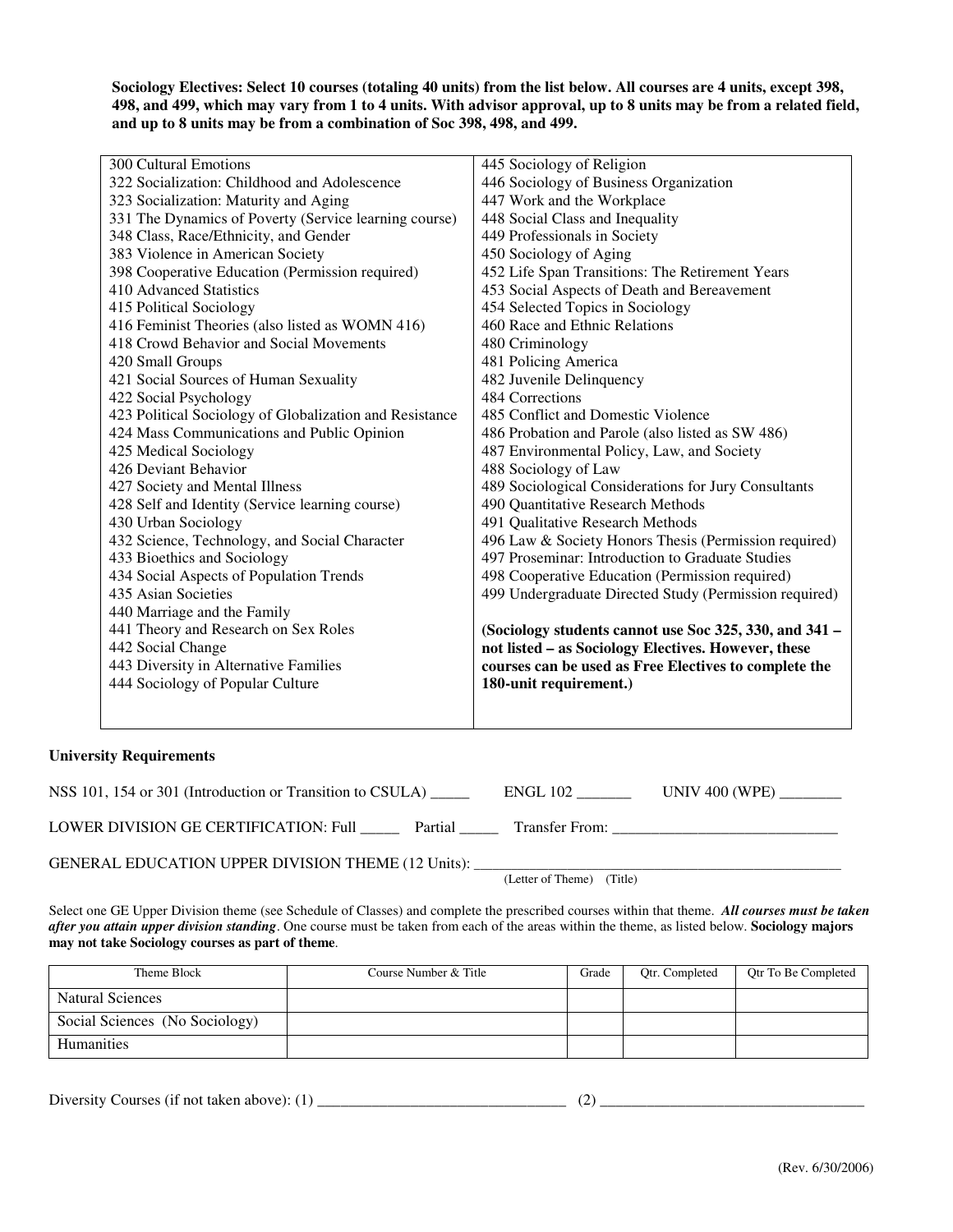**Sociology Electives: Select 10 courses (totaling 40 units) from the list below. All courses are 4 units, except 398, 498, and 499, which may vary from 1 to 4 units. With advisor approval, up to 8 units may be from a related field, and up to 8 units may be from a combination of Soc 398, 498, and 499.**

| | |
|---|---|
| 300 Cultural Emotions | 445 Sociology of Religion |
| 322 Socialization: Childhood and Adolescence | 446 Sociology of Business Organization |
| 323 Socialization: Maturity and Aging | 447 Work and the Workplace |
| 331 The Dynamics of Poverty (Service learning course) | 448 Social Class and Inequality |
| 348 Class, Race/Ethnicity, and Gender | 449 Professionals in Society |
| 383 Violence in American Society | 450 Sociology of Aging |
| 398 Cooperative Education (Permission required) | 452 Life Span Transitions: The Retirement Years |
| 410 Advanced Statistics | 453 Social Aspects of Death and Bereavement |
| 415 Political Sociology | 454 Selected Topics in Sociology |
| 416 Feminist Theories (also listed as WOMN 416) | 460 Race and Ethnic Relations |
| 418 Crowd Behavior and Social Movements | 480 Criminology |
| 420 Small Groups | 481 Policing America |
| 421 Social Sources of Human Sexuality | 482 Juvenile Delinquency |
| 422 Social Psychology | 484 Corrections |
| 423 Political Sociology of Globalization and Resistance | 485 Conflict and Domestic Violence |
| 424 Mass Communications and Public Opinion | 486 Probation and Parole (also listed as SW 486) |
| 425 Medical Sociology | 487 Environmental Policy, Law, and Society |
| 426 Deviant Behavior | 488 Sociology of Law |
| 427 Society and Mental Illness | 489 Sociological Considerations for Jury Consultants |
| 428 Self and Identity (Service learning course) | 490 Quantitative Research Methods |
| 430 Urban Sociology | 491 Qualitative Research Methods |
| 432 Science, Technology, and Social Character | 496 Law & Society Honors Thesis (Permission required) |
| 433 Bioethics and Sociology | 497 Proseminar: Introduction to Graduate Studies |
| 434 Social Aspects of Population Trends | 498 Cooperative Education (Permission required) |
| 435 Asian Societies | 499 Undergraduate Directed Study (Permission required) |
| 440 Marriage and the Family | |
| 441 Theory and Research on Sex Roles | **(Sociology students cannot use Soc 325, 330, and 341 – not listed – as Sociology Electives. However, these courses can be used as Free Electives to complete the 180-unit requirement.)** |
| 442 Social Change | |
| 443 Diversity in Alternative Families | |
| 444 Sociology of Popular Culture | |

### University Requirements

NSS 101, 154 or 301 (Introduction or Transition to CSULA) _____ ENGL 102 _______ UNIV 400 (WPE) ________

LOWER DIVISION GE CERTIFICATION: Full _____ Partial _____ Transfer From: ____________________________

GENERAL EDUCATION UPPER DIVISION THEME (12 Units): ________________________________________________
(Letter of Theme) (Title)

Select one GE Upper Division theme (see Schedule of Classes) and complete the prescribed courses within that theme. ***All courses must be taken after you attain upper division standing***. One course must be taken from each of the areas within the theme, as listed below. **Sociology majors may not take Sociology courses as part of theme**.

| Theme Block | Course Number & Title | Grade | Qtr. Completed | Qtr To Be Completed |
|---|---|---|---|---|
| Natural Sciences | | | | |
| Social Sciences (No Sociology) | | | | |
| Humanities | | | | |

Diversity Courses (if not taken above): (1) ________________________________ (2) __________________________________

(Rev. 6/30/2006)